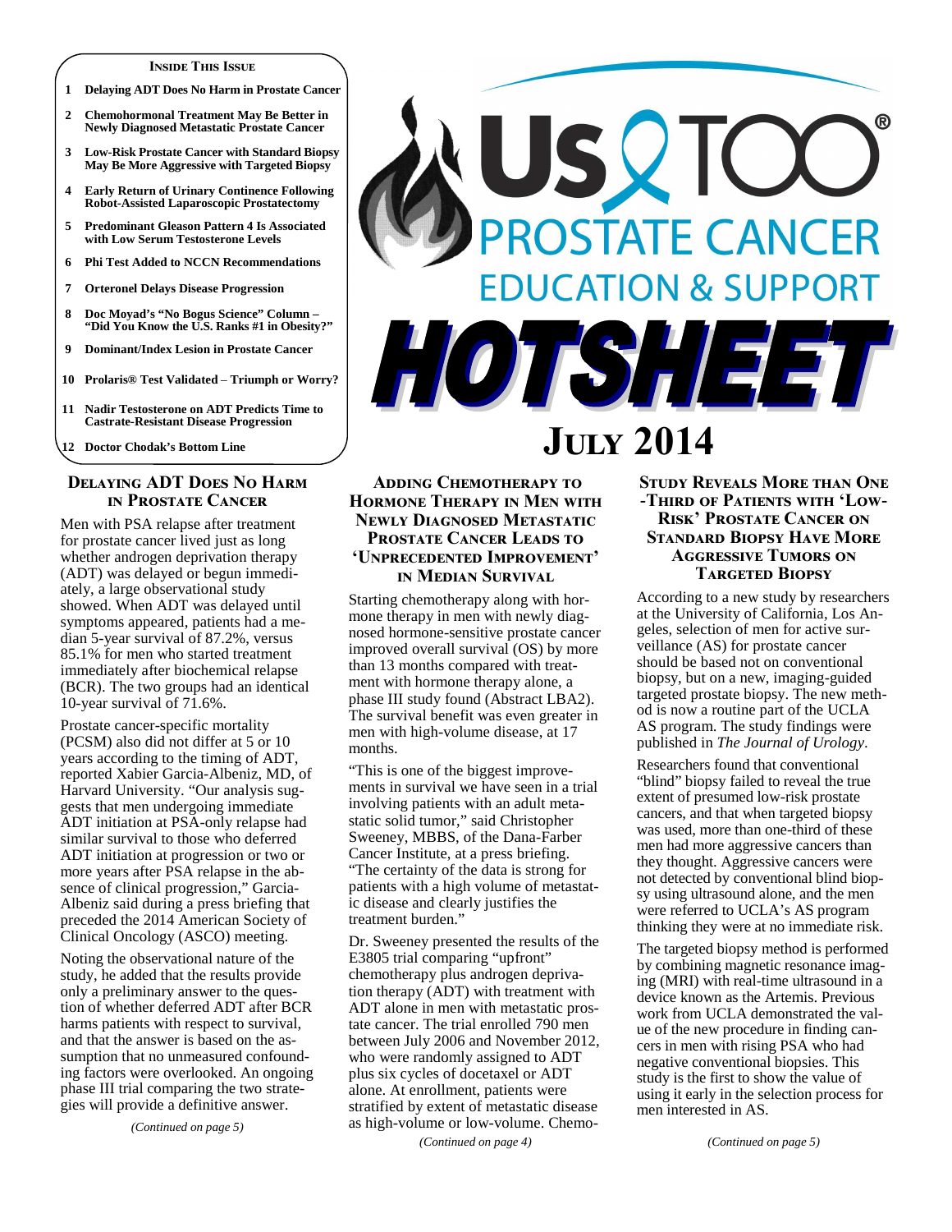**Inside This Issue**

1 Delaying ADT Does No Harm in Prostate Cancer
2 Chemohormonal Treatment May Be Better in Newly Diagnosed Metastatic Prostate Cancer
3 Low-Risk Prostate Cancer with Standard Biopsy May Be More Aggressive with Targeted Biopsy
4 Early Return of Urinary Continence Following Robot-Assisted Laparoscopic Prostatectomy
5 Predominant Gleason Pattern 4 Is Associated with Low Serum Testosterone Levels
6 Phi Test Added to NCCN Recommendations
7 Orteronel Delays Disease Progression
8 Doc Moyad's "No Bogus Science" Column – "Did You Know the U.S. Ranks #1 in Obesity?"
9 Dominant/Index Lesion in Prostate Cancer
10 Prolaris® Test Validated – Triumph or Worry?
11 Nadir Testosterone on ADT Predicts Time to Castrate-Resistant Disease Progression
12 Doctor Chodak's Bottom Line

# Us TOO® Prostate Cancer Education & Support HOTSHEET

## July 2014

## Delaying ADT Does No Harm in Prostate Cancer

Men with PSA relapse after treatment for prostate cancer lived just as long whether androgen deprivation therapy (ADT) was delayed or begun immediately, a large observational study showed. When ADT was delayed until symptoms appeared, patients had a median 5-year survival of 87.2%, versus 85.1% for men who started treatment immediately after biochemical relapse (BCR). The two groups had an identical 10-year survival of 71.6%.

Prostate cancer-specific mortality (PCSM) also did not differ at 5 or 10 years according to the timing of ADT, reported Xabier Garcia-Albeniz, MD, of Harvard University. "Our analysis suggests that men undergoing immediate ADT initiation at PSA-only relapse had similar survival to those who deferred ADT initiation at progression or two or more years after PSA relapse in the absence of clinical progression," Garcia-Albeniz said during a press briefing that preceded the 2014 American Society of Clinical Oncology (ASCO) meeting.

Noting the observational nature of the study, he added that the results provide only a preliminary answer to the question of whether deferred ADT after BCR harms patients with respect to survival, and that the answer is based on the assumption that no unmeasured confounding factors were overlooked. An ongoing phase III trial comparing the two strategies will provide a definitive answer.

*(Continued on page 5)*

## Adding Chemotherapy to Hormone Therapy in Men with Newly Diagnosed Metastatic Prostate Cancer Leads to 'Unprecedented Improvement' in Median Survival

Starting chemotherapy along with hormone therapy in men with newly diagnosed hormone-sensitive prostate cancer improved overall survival (OS) by more than 13 months compared with treatment with hormone therapy alone, a phase III study found (Abstract LBA2). The survival benefit was even greater in men with high-volume disease, at 17 months.

"This is one of the biggest improvements in survival we have seen in a trial involving patients with an adult metastatic solid tumor," said Christopher Sweeney, MBBS, of the Dana-Farber Cancer Institute, at a press briefing. "The certainty of the data is strong for patients with a high volume of metastatic disease and clearly justifies the treatment burden."

Dr. Sweeney presented the results of the E3805 trial comparing "upfront" chemotherapy plus androgen deprivation therapy (ADT) with treatment with ADT alone in men with metastatic prostate cancer. The trial enrolled 790 men between July 2006 and November 2012, who were randomly assigned to ADT plus six cycles of docetaxel or ADT alone. At enrollment, patients were stratified by extent of metastatic disease as high-volume or low-volume. Chemo-

*(Continued on page 4)*

## Study Reveals More than One-Third of Patients with 'Low-Risk' Prostate Cancer on Standard Biopsy Have More Aggressive Tumors on Targeted Biopsy

According to a new study by researchers at the University of California, Los Angeles, selection of men for active surveillance (AS) for prostate cancer should be based not on conventional biopsy, but on a new, imaging-guided targeted prostate biopsy. The new method is now a routine part of the UCLA AS program. The study findings were published in *The Journal of Urology*.

Researchers found that conventional "blind" biopsy failed to reveal the true extent of presumed low-risk prostate cancers, and that when targeted biopsy was used, more than one-third of these men had more aggressive cancers than they thought. Aggressive cancers were not detected by conventional blind biopsy using ultrasound alone, and the men were referred to UCLA's AS program thinking they were at no immediate risk.

The targeted biopsy method is performed by combining magnetic resonance imaging (MRI) with real-time ultrasound in a device known as the Artemis. Previous work from UCLA demonstrated the value of the new procedure in finding cancers in men with rising PSA who had negative conventional biopsies. This study is the first to show the value of using it early in the selection process for men interested in AS.

*(Continued on page 5)*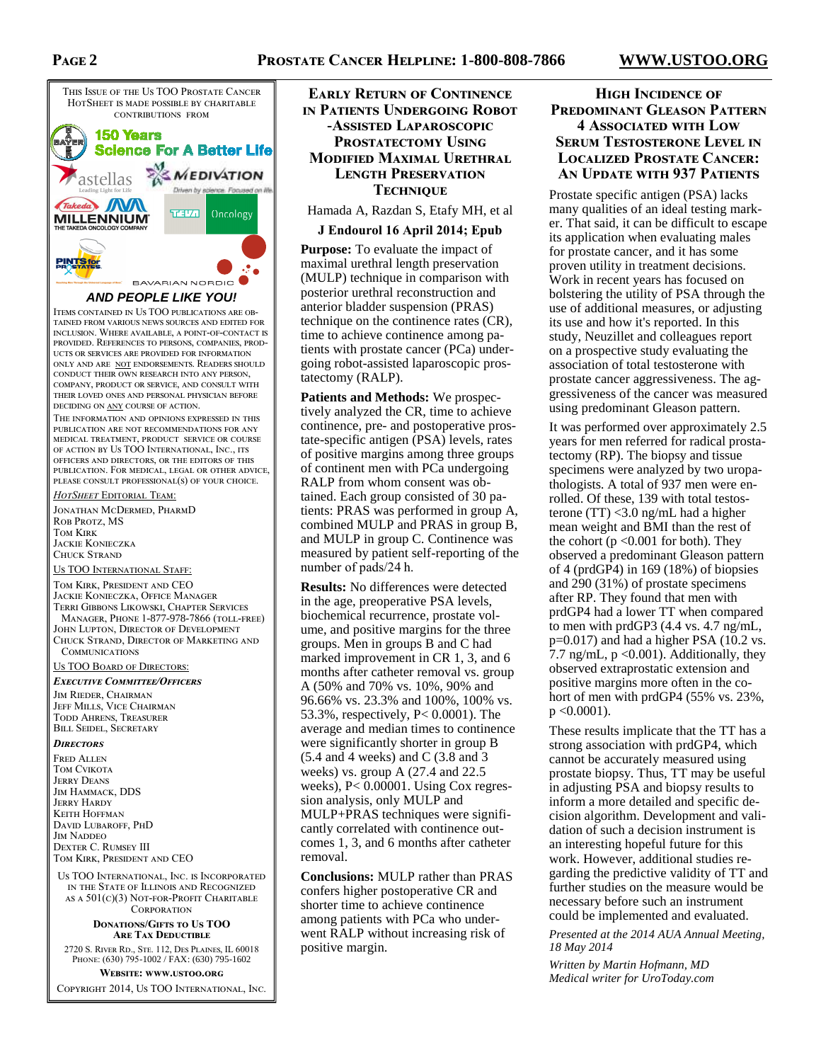This issue of the Us TOO Prostate Cancer HotSheet is made possible by charitable contributions from

Bayer 150 Years Science For A Better Life

astellas Leading Light for Life

Medivation Driven by science. Focused on life.

Takeda Millennium The Takeda Oncology Company

Teva Oncology

Pints for Prostates

Bavarian Nordic

***AND PEOPLE LIKE YOU!***

Items contained in Us TOO publications are obtained from various news sources and edited for inclusion. Where available, a point-of-contact is provided. References to persons, companies, products or services are provided for information only and are not endorsements. Readers should conduct their own research into any person, company, product or service, and consult with their loved ones and personal physician before deciding on any course of action.

The information and opinions expressed in this publication are not recommendations for any medical treatment, product service or course of action by Us TOO International, Inc., its officers and directors, or the editors of this publication. For medical, legal or other advice, please consult professional(s) of your choice.

*HotSheet* Editorial Team:

Jonathan McDermed, PharmD
Rob Protz, MS
Tom Kirk
Jackie Konieczka
Chuck Strand

Us TOO International Staff:

Tom Kirk, President and CEO
Jackie Konieczka, Office Manager
Terri Gibbons Likowski, Chapter Services Manager, Phone 1-877-978-7866 (toll-free)
John Lupton, Director of Development
Chuck Strand, Director of Marketing and Communications

Us TOO Board of Directors:

***Executive Committee/Officers***

Jim Rieder, Chairman
Jeff Mills, Vice Chairman
Todd Ahrens, Treasurer
Bill Seidel, Secretary

***Directors***

Fred Allen
Tom Cvikota
Jerry Deans
Jim Hammack, DDS
Jerry Hardy
Keith Hoffman
David Lubaroff, PhD
Jim Naddeo
Dexter C. Rumsey III
Tom Kirk, President and CEO

Us TOO International, Inc. is incorporated in the State of Illinois and recognized as a 501(c)(3) not-for-profit charitable corporation

**Donations/Gifts to Us TOO Are Tax Deductible**

2720 S. River Rd., Ste. 112, Des Plaines, IL 60018
Phone: (630) 795-1002 / FAX: (630) 795-1602

**Website: www.ustoo.org**

Copyright 2014, Us TOO International, Inc.

## Early Return of Continence in Patients Undergoing Robot-Assisted Laparoscopic Prostatectomy Using Modified Maximal Urethral Length Preservation Technique

Hamada A, Razdan S, Etafy MH, et al

**J Endourol 16 April 2014; Epub**

**Purpose:** To evaluate the impact of maximal urethral length preservation (MULP) technique in comparison with posterior urethral reconstruction and anterior bladder suspension (PRAS) technique on the continence rates (CR), time to achieve continence among patients with prostate cancer (PCa) undergoing robot-assisted laparoscopic prostatectomy (RALP).

**Patients and Methods:** We prospectively analyzed the CR, time to achieve continence, pre- and postoperative prostate-specific antigen (PSA) levels, rates of positive margins among three groups of continent men with PCa undergoing RALP from whom consent was obtained. Each group consisted of 30 patients: PRAS was performed in group A, combined MULP and PRAS in group B, and MULP in group C. Continence was measured by patient self-reporting of the number of pads/24 h.

**Results:** No differences were detected in the age, preoperative PSA levels, biochemical recurrence, prostate volume, and positive margins for the three groups. Men in groups B and C had marked improvement in CR 1, 3, and 6 months after catheter removal vs. group A (50% and 70% vs. 10%, 90% and 96.66% vs. 23.3% and 100%, 100% vs. 53.3%, respectively, P< 0.0001). The average and median times to continence were significantly shorter in group B (5.4 and 4 weeks) and C (3.8 and 3 weeks) vs. group A (27.4 and 22.5 weeks), P< 0.00001. Using Cox regression analysis, only MULP and MULP+PRAS techniques were significantly correlated with continence outcomes 1, 3, and 6 months after catheter removal.

**Conclusions:** MULP rather than PRAS confers higher postoperative CR and shorter time to achieve continence among patients with PCa who underwent RALP without increasing risk of positive margin.

## High Incidence of Predominant Gleason Pattern 4 Associated with Low Serum Testosterone Level in Localized Prostate Cancer: An Update with 937 Patients

Prostate specific antigen (PSA) lacks many qualities of an ideal testing marker. That said, it can be difficult to escape its application when evaluating males for prostate cancer, and it has some proven utility in treatment decisions. Work in recent years has focused on bolstering the utility of PSA through the use of additional measures, or adjusting its use and how it's reported. In this study, Neuzillet and colleagues report on a prospective study evaluating the association of total testosterone with prostate cancer aggressiveness. The aggressiveness of the cancer was measured using predominant Gleason pattern.

It was performed over approximately 2.5 years for men referred for radical prostatectomy (RP). The biopsy and tissue specimens were analyzed by two uropathologists. A total of 937 men were enrolled. Of these, 139 with total testosterone (TT) <3.0 ng/mL had a higher mean weight and BMI than the rest of the cohort (p <0.001 for both). They observed a predominant Gleason pattern of 4 (prdGP4) in 169 (18%) of biopsies and 290 (31%) of prostate specimens after RP. They found that men with prdGP4 had a lower TT when compared to men with prdGP3 (4.4 vs. 4.7 ng/mL, p=0.017) and had a higher PSA (10.2 vs. 7.7 ng/mL, p <0.001). Additionally, they observed extraprostatic extension and positive margins more often in the cohort of men with prdGP4 (55% vs. 23%, p <0.0001).

These results implicate that the TT has a strong association with prdGP4, which cannot be accurately measured using prostate biopsy. Thus, TT may be useful in adjusting PSA and biopsy results to inform a more detailed and specific decision algorithm. Development and validation of such a decision instrument is an interesting hopeful future for this work. However, additional studies regarding the predictive validity of TT and further studies on the measure would be necessary before such an instrument could be implemented and evaluated.

*Presented at the 2014 AUA Annual Meeting, 18 May 2014*

*Written by Martin Hofmann, MD*
*Medical writer for UroToday.com*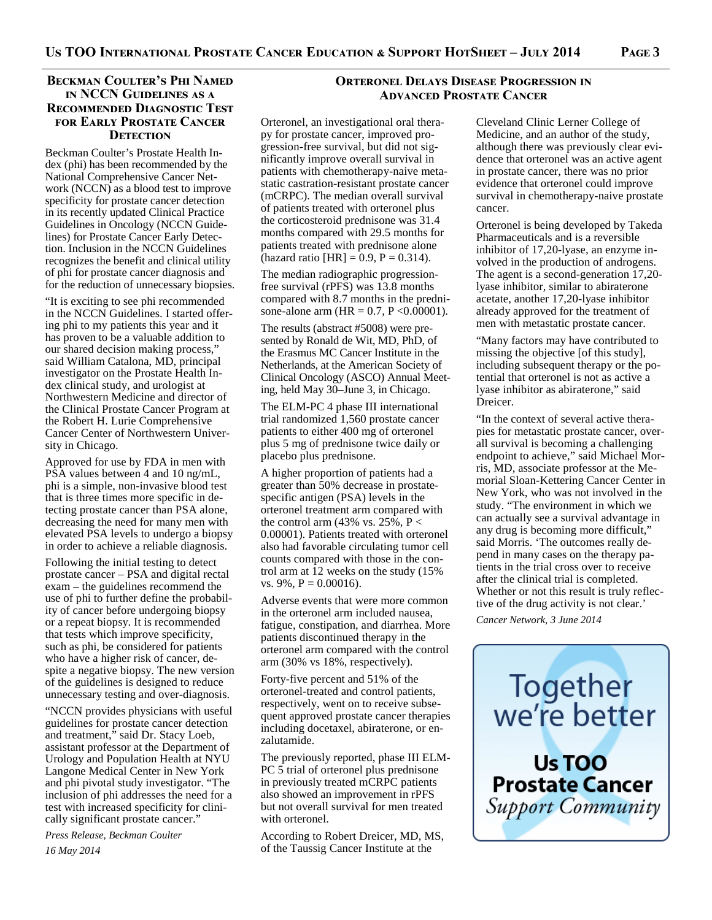## Beckman Coulter's Phi Named in NCCN Guidelines as a Recommended Diagnostic Test for Early Prostate Cancer Detection

Beckman Coulter's Prostate Health Index (phi) has been recommended by the National Comprehensive Cancer Network (NCCN) as a blood test to improve specificity for prostate cancer detection in its recently updated Clinical Practice Guidelines in Oncology (NCCN Guidelines) for Prostate Cancer Early Detection. Inclusion in the NCCN Guidelines recognizes the benefit and clinical utility of phi for prostate cancer diagnosis and for the reduction of unnecessary biopsies.

"It is exciting to see phi recommended in the NCCN Guidelines. I started offering phi to my patients this year and it has proven to be a valuable addition to our shared decision making process," said William Catalona, MD, principal investigator on the Prostate Health Index clinical study, and urologist at Northwestern Medicine and director of the Clinical Prostate Cancer Program at the Robert H. Lurie Comprehensive Cancer Center of Northwestern University in Chicago.

Approved for use by FDA in men with PSA values between 4 and 10 ng/mL, phi is a simple, non-invasive blood test that is three times more specific in detecting prostate cancer than PSA alone, decreasing the need for many men with elevated PSA levels to undergo a biopsy in order to achieve a reliable diagnosis.

Following the initial testing to detect prostate cancer – PSA and digital rectal exam – the guidelines recommend the use of phi to further define the probability of cancer before undergoing biopsy or a repeat biopsy. It is recommended that tests which improve specificity, such as phi, be considered for patients who have a higher risk of cancer, despite a negative biopsy. The new version of the guidelines is designed to reduce unnecessary testing and over-diagnosis.

"NCCN provides physicians with useful guidelines for prostate cancer detection and treatment," said Dr. Stacy Loeb, assistant professor at the Department of Urology and Population Health at NYU Langone Medical Center in New York and phi pivotal study investigator. "The inclusion of phi addresses the need for a test with increased specificity for clinically significant prostate cancer."

*Press Release, Beckman Coulter*
*16 May 2014*

## Orteronel Delays Disease Progression in Advanced Prostate Cancer

Orteronel, an investigational oral therapy for prostate cancer, improved progression-free survival, but did not significantly improve overall survival in patients with chemotherapy-naive metastatic castration-resistant prostate cancer (mCRPC). The median overall survival of patients treated with orteronel plus the corticosteroid prednisone was 31.4 months compared with 29.5 months for patients treated with prednisone alone (hazard ratio [HR] = 0.9, $P = 0.314$).

The median radiographic progression-free survival (rPFS) was 13.8 months compared with 8.7 months in the prednisone-alone arm (HR = 0.7, $P < 0.00001$).

The results (abstract #5008) were presented by Ronald de Wit, MD, PhD, of the Erasmus MC Cancer Institute in the Netherlands, at the American Society of Clinical Oncology (ASCO) Annual Meeting, held May 30–June 3, in Chicago.

The ELM-PC 4 phase III international trial randomized 1,560 prostate cancer patients to either 400 mg of orteronel plus 5 mg of prednisone twice daily or placebo plus prednisone.

A higher proportion of patients had a greater than 50% decrease in prostate-specific antigen (PSA) levels in the orteronel treatment arm compared with the control arm (43% vs. 25%, $P < 0.00001$). Patients treated with orteronel also had favorable circulating tumor cell counts compared with those in the control arm at 12 weeks on the study (15% vs. 9%, $P = 0.00016$).

Adverse events that were more common in the orteronel arm included nausea, fatigue, constipation, and diarrhea. More patients discontinued therapy in the orteronel arm compared with the control arm (30% vs 18%, respectively).

Forty-five percent and 51% of the orteronel-treated and control patients, respectively, went on to receive subsequent approved prostate cancer therapies including docetaxel, abiraterone, or enzalutamide.

The previously reported, phase III ELM-PC 5 trial of orteronel plus prednisone in previously treated mCRPC patients also showed an improvement in rPFS but not overall survival for men treated with orteronel.

According to Robert Dreicer, MD, MS, of the Taussig Cancer Institute at the Cleveland Clinic Lerner College of Medicine, and an author of the study, although there was previously clear evidence that orteronel was an active agent in prostate cancer, there was no prior evidence that orteronel could improve survival in chemotherapy-naive prostate cancer.

Orteronel is being developed by Takeda Pharmaceuticals and is a reversible inhibitor of 17,20-lyase, an enzyme involved in the production of androgens. The agent is a second-generation 17,20-lyase inhibitor, similar to abiraterone acetate, another 17,20-lyase inhibitor already approved for the treatment of men with metastatic prostate cancer.

"Many factors may have contributed to missing the objective [of this study], including subsequent therapy or the potential that orteronel is not as active a lyase inhibitor as abiraterone," said Dreicer.

"In the context of several active therapies for metastatic prostate cancer, overall survival is becoming a challenging endpoint to achieve," said Michael Morris, MD, associate professor at the Memorial Sloan-Kettering Cancer Center in New York, who was not involved in the study. "The environment in which we can actually see a survival advantage in any drug is becoming more difficult," said Morris. 'The outcomes really depend in many cases on the therapy patients in the trial cross over to receive after the clinical trial is completed. Whether or not this result is truly reflective of the drug activity is not clear.'

*Cancer Network, 3 June 2014*

Together we're better
**Us TOO Prostate Cancer** *Support Community*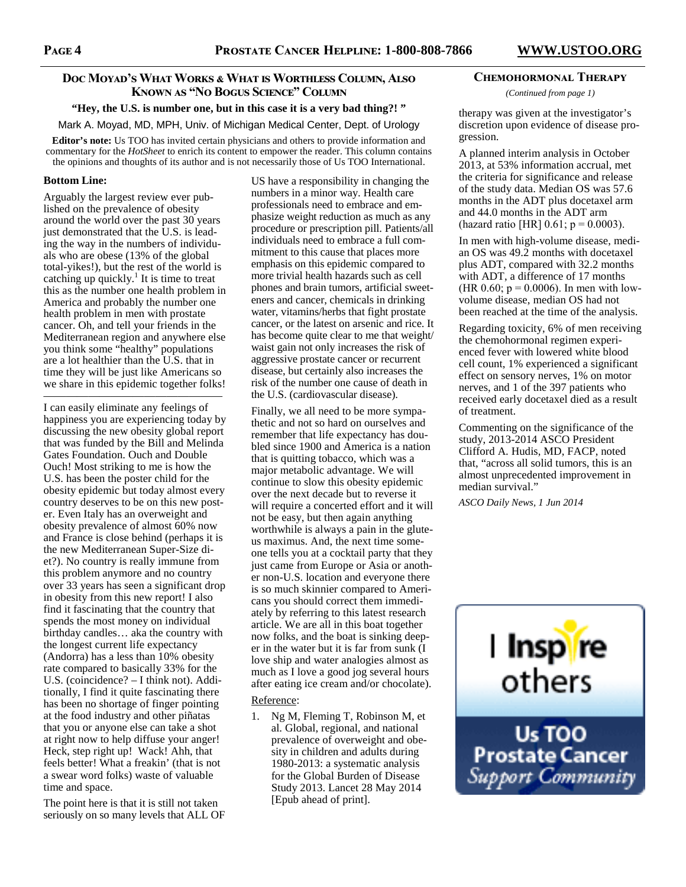## Doc Moyad's What Works & What is Worthless Column, Also Known as "No Bogus Science" Column

**"Hey, the U.S. is number one, but in this case it is a very bad thing?! "**

Mark A. Moyad, MD, MPH, Univ. of Michigan Medical Center, Dept. of Urology

**Editor's note:** Us TOO has invited certain physicians and others to provide information and commentary for the *HotSheet* to enrich its content to empower the reader. This column contains the opinions and thoughts of its author and is not necessarily those of Us TOO International.

**Bottom Line:**

Arguably the largest review ever published on the prevalence of obesity around the world over the past 30 years just demonstrated that the U.S. is leading the way in the numbers of individuals who are obese (13% of the global total-yikes!), but the rest of the world is catching up quickly.[1] It is time to treat this as the number one health problem in America and probably the number one health problem in men with prostate cancer. Oh, and tell your friends in the Mediterranean region and anywhere else you think some "healthy" populations are a lot healthier than the U.S. that in time they will be just like Americans so we share in this epidemic together folks!

---

I can easily eliminate any feelings of happiness you are experiencing today by discussing the new obesity global report that was funded by the Bill and Melinda Gates Foundation. Ouch and Double Ouch! Most striking to me is how the U.S. has been the poster child for the obesity epidemic but today almost every country deserves to be on this new poster. Even Italy has an overweight and obesity prevalence of almost 60% now and France is close behind (perhaps it is the new Mediterranean Super-Size diet?). No country is really immune from this problem anymore and no country over 33 years has seen a significant drop in obesity from this new report! I also find it fascinating that the country that spends the most money on individual birthday candles… aka the country with the longest current life expectancy (Andorra) has a less than 10% obesity rate compared to basically 33% for the U.S. (coincidence? – I think not). Additionally, I find it quite fascinating there has been no shortage of finger pointing at the food industry and other piñatas that you or anyone else can take a shot at right now to help diffuse your anger! Heck, step right up! Wack! Ahh, that feels better! What a freakin' (that is not a swear word folks) waste of valuable time and space.

The point here is that it is still not taken seriously on so many levels that ALL OF US have a responsibility in changing the numbers in a minor way. Health care professionals need to embrace and emphasize weight reduction as much as any procedure or prescription pill. Patients/all individuals need to embrace a full commitment to this cause that places more emphasis on this epidemic compared to more trivial health hazards such as cell phones and brain tumors, artificial sweeteners and cancer, chemicals in drinking water, vitamins/herbs that fight prostate cancer, or the latest on arsenic and rice. It has become quite clear to me that weight/waist gain not only increases the risk of aggressive prostate cancer or recurrent disease, but certainly also increases the risk of the number one cause of death in the U.S. (cardiovascular disease).

Finally, we all need to be more sympathetic and not so hard on ourselves and remember that life expectancy has doubled since 1900 and America is a nation that is quitting tobacco, which was a major metabolic advantage. We will continue to slow this obesity epidemic over the next decade but to reverse it will require a concerted effort and it will not be easy, but then again anything worthwhile is always a pain in the gluteus maximus. And, the next time someone tells you at a cocktail party that they just came from Europe or Asia or another non-U.S. location and everyone there is so much skinnier compared to Americans you should correct them immediately by referring to this latest research article. We are all in this boat together now folks, and the boat is sinking deeper in the water but it is far from sunk (I love ship and water analogies almost as much as I love a good jog several hours after eating ice cream and/or chocolate).

Reference:

1. Ng M, Fleming T, Robinson M, et al. Global, regional, and national prevalence of overweight and obesity in children and adults during 1980-2013: a systematic analysis for the Global Burden of Disease Study 2013. Lancet 28 May 2014 [Epub ahead of print].

## Chemohormonal Therapy

*(Continued from page 1)*

therapy was given at the investigator's discretion upon evidence of disease progression.

A planned interim analysis in October 2013, at 53% information accrual, met the criteria for significance and release of the study data. Median OS was 57.6 months in the ADT plus docetaxel arm and 44.0 months in the ADT arm (hazard ratio [HR] 0.61; $p = 0.0003$).

In men with high-volume disease, median OS was 49.2 months with docetaxel plus ADT, compared with 32.2 months with ADT, a difference of 17 months (HR 0.60; $p = 0.0006$). In men with low-volume disease, median OS had not been reached at the time of the analysis.

Regarding toxicity, 6% of men receiving the chemohormonal regimen experienced fever with lowered white blood cell count, 1% experienced a significant effect on sensory nerves, 1% on motor nerves, and 1 of the 397 patients who received early docetaxel died as a result of treatment.

Commenting on the significance of the study, 2013-2014 ASCO President Clifford A. Hudis, MD, FACP, noted that, "across all solid tumors, this is an almost unprecedented improvement in median survival."

*ASCO Daily News, 1 Jun 2014*

I Inspire others

Us TOO Prostate Cancer Support Community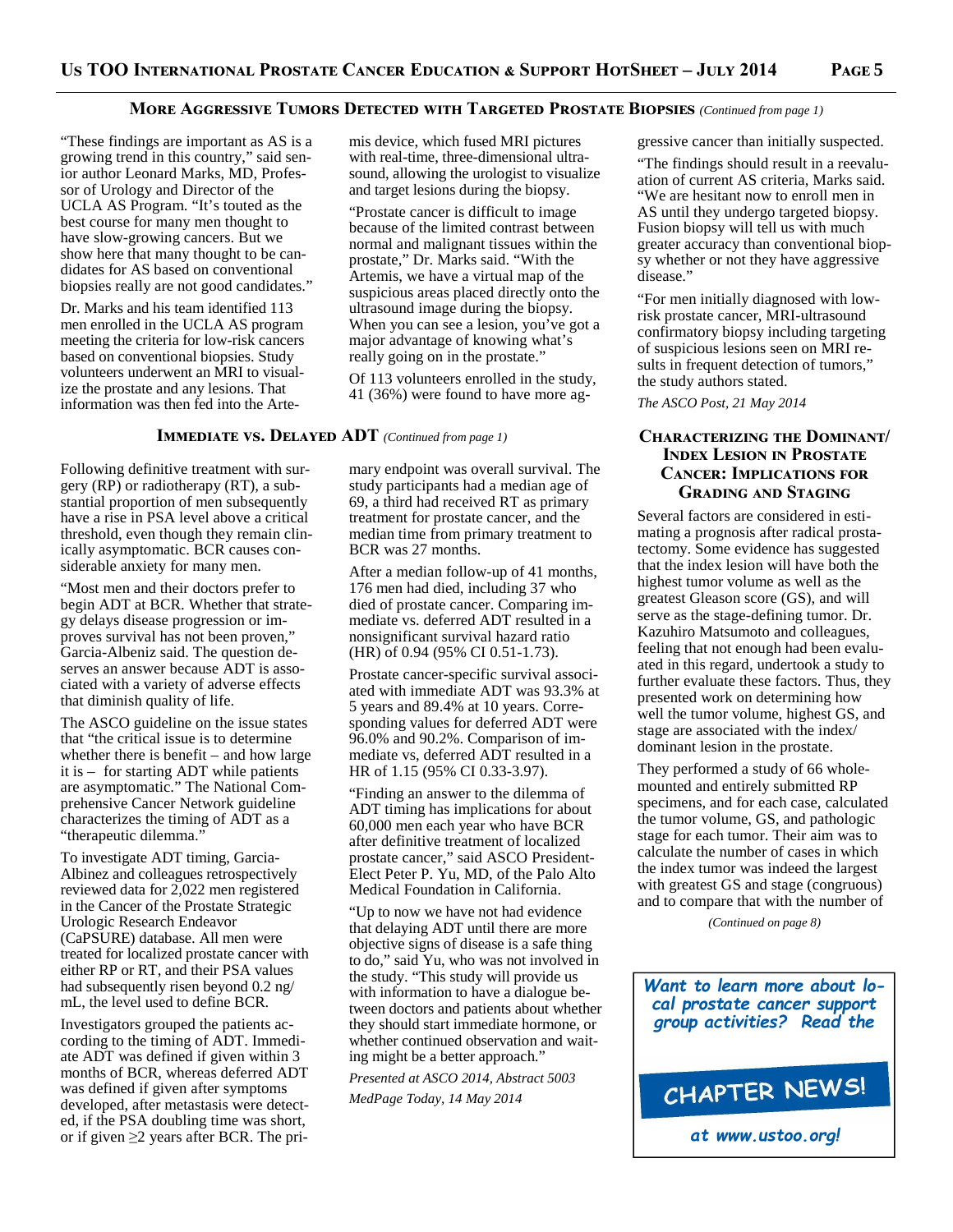## More Aggressive Tumors Detected with Targeted Prostate Biopsies *(Continued from page 1)*

"These findings are important as AS is a growing trend in this country," said senior author Leonard Marks, MD, Professor of Urology and Director of the UCLA AS Program. "It's touted as the best course for many men thought to have slow-growing cancers. But we show here that many thought to be candidates for AS based on conventional biopsies really are not good candidates."

Dr. Marks and his team identified 113 men enrolled in the UCLA AS program meeting the criteria for low-risk cancers based on conventional biopsies. Study volunteers underwent an MRI to visualize the prostate and any lesions. That information was then fed into the Artemis device, which fused MRI pictures with real-time, three-dimensional ultrasound, allowing the urologist to visualize and target lesions during the biopsy.

"Prostate cancer is difficult to image because of the limited contrast between normal and malignant tissues within the prostate," Dr. Marks said. "With the Artemis, we have a virtual map of the suspicious areas placed directly onto the ultrasound image during the biopsy. When you can see a lesion, you've got a major advantage of knowing what's really going on in the prostate."

Of 113 volunteers enrolled in the study, 41 (36%) were found to have more aggressive cancer than initially suspected.

"The findings should result in a reevaluation of current AS criteria, Marks said. "We are hesitant now to enroll men in AS until they undergo targeted biopsy. Fusion biopsy will tell us with much greater accuracy than conventional biopsy whether or not they have aggressive disease."

"For men initially diagnosed with low-risk prostate cancer, MRI-ultrasound confirmatory biopsy including targeting of suspicious lesions seen on MRI results in frequent detection of tumors," the study authors stated.

*The ASCO Post, 21 May 2014*

## Immediate vs. Delayed ADT *(Continued from page 1)*

Following definitive treatment with surgery (RP) or radiotherapy (RT), a substantial proportion of men subsequently have a rise in PSA level above a critical threshold, even though they remain clinically asymptomatic. BCR causes considerable anxiety for many men.

"Most men and their doctors prefer to begin ADT at BCR. Whether that strategy delays disease progression or improves survival has not been proven," Garcia-Albeniz said. The question deserves an answer because ADT is associated with a variety of adverse effects that diminish quality of life.

The ASCO guideline on the issue states that "the critical issue is to determine whether there is benefit – and how large it is – for starting ADT while patients are asymptomatic." The National Comprehensive Cancer Network guideline characterizes the timing of ADT as a "therapeutic dilemma."

To investigate ADT timing, Garcia-Albinez and colleagues retrospectively reviewed data for 2,022 men registered in the Cancer of the Prostate Strategic Urologic Research Endeavor (CaPSURE) database. All men were treated for localized prostate cancer with either RP or RT, and their PSA values had subsequently risen beyond 0.2 ng/mL, the level used to define BCR.

Investigators grouped the patients according to the timing of ADT. Immediate ADT was defined if given within 3 months of BCR, whereas deferred ADT was defined if given after symptoms developed, after metastasis were detected, if the PSA doubling time was short, or if given ≥2 years after BCR. The primary endpoint was overall survival. The study participants had a median age of 69, a third had received RT as primary treatment for prostate cancer, and the median time from primary treatment to BCR was 27 months.

After a median follow-up of 41 months, 176 men had died, including 37 who died of prostate cancer. Comparing immediate vs. deferred ADT resulted in a nonsignificant survival hazard ratio (HR) of 0.94 (95% CI 0.51-1.73).

Prostate cancer-specific survival associated with immediate ADT was 93.3% at 5 years and 89.4% at 10 years. Corresponding values for deferred ADT were 96.0% and 90.2%. Comparison of immediate vs, deferred ADT resulted in a HR of 1.15 (95% CI 0.33-3.97).

"Finding an answer to the dilemma of ADT timing has implications for about 60,000 men each year who have BCR after definitive treatment of localized prostate cancer," said ASCO President-Elect Peter P. Yu, MD, of the Palo Alto Medical Foundation in California.

"Up to now we have not had evidence that delaying ADT until there are more objective signs of disease is a safe thing to do," said Yu, who was not involved in the study. "This study will provide us with information to have a dialogue between doctors and patients about whether they should start immediate hormone, or whether continued observation and waiting might be a better approach."

*Presented at ASCO 2014, Abstract 5003*

*MedPage Today, 14 May 2014*

## Characterizing the Dominant/Index Lesion in Prostate Cancer: Implications for Grading and Staging

Several factors are considered in estimating a prognosis after radical prostatectomy. Some evidence has suggested that the index lesion will have both the highest tumor volume as well as the greatest Gleason score (GS), and will serve as the stage-defining tumor. Dr. Kazuhiro Matsumoto and colleagues, feeling that not enough had been evaluated in this regard, undertook a study to further evaluate these factors. Thus, they presented work on determining how well the tumor volume, highest GS, and stage are associated with the index/dominant lesion in the prostate.

They performed a study of 66 whole-mounted and entirely submitted RP specimens, and for each case, calculated the tumor volume, GS, and pathologic stage for each tumor. Their aim was to calculate the number of cases in which the index tumor was indeed the largest with greatest GS and stage (congruous) and to compare that with the number of

*(Continued on page 8)*

*Want to learn more about local prostate cancer support group activities? Read the*

**CHAPTER NEWS!**

***at www.ustoo.org!***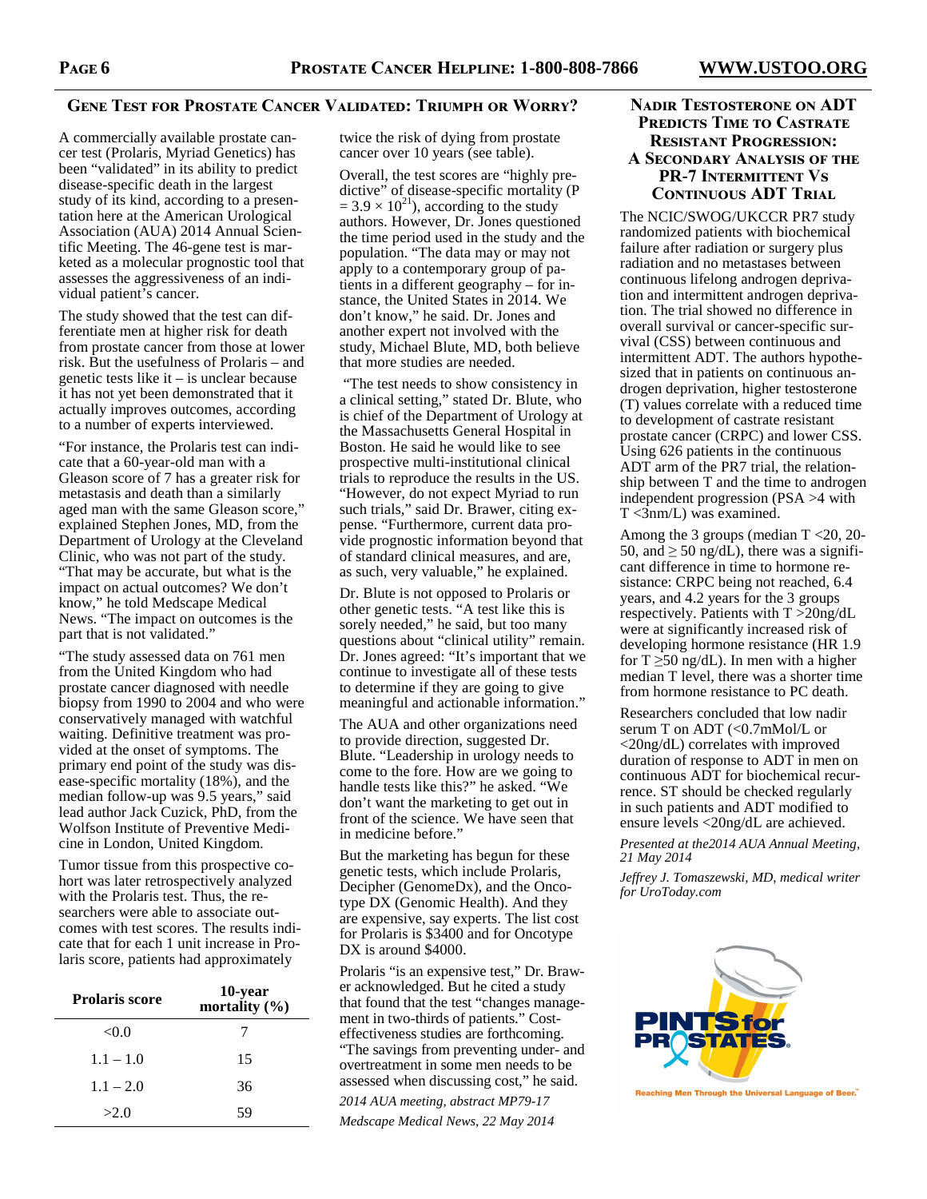## Gene Test for Prostate Cancer Validated: Triumph or Worry?

A commercially available prostate cancer test (Prolaris, Myriad Genetics) has been "validated" in its ability to predict disease-specific death in the largest study of its kind, according to a presentation here at the American Urological Association (AUA) 2014 Annual Scientific Meeting. The 46-gene test is marketed as a molecular prognostic tool that assesses the aggressiveness of an individual patient's cancer.

The study showed that the test can differentiate men at higher risk for death from prostate cancer from those at lower risk. But the usefulness of Prolaris – and genetic tests like it – is unclear because it has not yet been demonstrated that it actually improves outcomes, according to a number of experts interviewed.

"For instance, the Prolaris test can indicate that a 60-year-old man with a Gleason score of 7 has a greater risk for metastasis and death than a similarly aged man with the same Gleason score," explained Stephen Jones, MD, from the Department of Urology at the Cleveland Clinic, who was not part of the study. "That may be accurate, but what is the impact on actual outcomes? We don't know," he told Medscape Medical News. "The impact on outcomes is the part that is not validated."

"The study assessed data on 761 men from the United Kingdom who had prostate cancer diagnosed with needle biopsy from 1990 to 2004 and who were conservatively managed with watchful waiting. Definitive treatment was provided at the onset of symptoms. The primary end point of the study was disease-specific mortality (18%), and the median follow-up was 9.5 years," said lead author Jack Cuzick, PhD, from the Wolfson Institute of Preventive Medicine in London, United Kingdom.

Tumor tissue from this prospective cohort was later retrospectively analyzed with the Prolaris test. Thus, the researchers were able to associate outcomes with test scores. The results indicate that for each 1 unit increase in Prolaris score, patients had approximately twice the risk of dying from prostate cancer over 10 years (see table).

| Prolaris score | 10-year mortality (%) |
|---|---|
| <0.0 | 7 |
| 1.1 – 1.0 | 15 |
| 1.1 – 2.0 | 36 |
| >2.0 | 59 |

Overall, the test scores are "highly predictive" of disease-specific mortality ($P = 3.9 \times 10^{21}$), according to the study authors. However, Dr. Jones questioned the time period used in the study and the population. "The data may or may not apply to a contemporary group of patients in a different geography – for instance, the United States in 2014. We don't know," he said. Dr. Jones and another expert not involved with the study, Michael Blute, MD, both believe that more studies are needed.

"The test needs to show consistency in a clinical setting," stated Dr. Blute, who is chief of the Department of Urology at the Massachusetts General Hospital in Boston. He said he would like to see prospective multi-institutional clinical trials to reproduce the results in the US. "However, do not expect Myriad to run such trials," said Dr. Brawer, citing expense. "Furthermore, current data provide prognostic information beyond that of standard clinical measures, and are, as such, very valuable," he explained.

Dr. Blute is not opposed to Prolaris or other genetic tests. "A test like this is sorely needed," he said, but too many questions about "clinical utility" remain. Dr. Jones agreed: "It's important that we continue to investigate all of these tests to determine if they are going to give meaningful and actionable information."

The AUA and other organizations need to provide direction, suggested Dr. Blute. "Leadership in urology needs to come to the fore. How are we going to handle tests like this?" he asked. "We don't want the marketing to get out in front of the science. We have seen that in medicine before."

But the marketing has begun for these genetic tests, which include Prolaris, Decipher (GenomeDx), and the Oncotype DX (Genomic Health). And they are expensive, say experts. The list cost for Prolaris is $3400 and for Oncotype DX is around $4000.

Prolaris "is an expensive test," Dr. Brawer acknowledged. But he cited a study that found that the test "changes management in two-thirds of patients." Cost-effectiveness studies are forthcoming. "The savings from preventing under- and overtreatment in some men needs to be assessed when discussing cost," he said.

*2014 AUA meeting, abstract MP79-17*

*Medscape Medical News, 22 May 2014*

## Nadir Testosterone on ADT Predicts Time to Castrate Resistant Progression: A Secondary Analysis of the PR-7 Intermittent Vs Continuous ADT Trial

The NCIC/SWOG/UKCCR PR7 study randomized patients with biochemical failure after radiation or surgery plus radiation and no metastases between continuous lifelong androgen deprivation and intermittent androgen deprivation. The trial showed no difference in overall survival or cancer-specific survival (CSS) between continuous and intermittent ADT. The authors hypothesized that in patients on continuous androgen deprivation, higher testosterone (T) values correlate with a reduced time to development of castrate resistant prostate cancer (CRPC) and lower CSS. Using 626 patients in the continuous ADT arm of the PR7 trial, the relationship between T and the time to androgen independent progression (PSA >4 with T <3nm/L) was examined.

Among the 3 groups (median T <20, 20-50, and ≥ 50 ng/dL), there was a significant difference in time to hormone resistance: CRPC being not reached, 6.4 years, and 4.2 years for the 3 groups respectively. Patients with T >20ng/dL were at significantly increased risk of developing hormone resistance (HR 1.9 for T ≥50 ng/dL). In men with a higher median T level, there was a shorter time from hormone resistance to PC death.

Researchers concluded that low nadir serum T on ADT (<0.7mMol/L or <20ng/dL) correlates with improved duration of response to ADT in men on continuous ADT for biochemical recurrence. ST should be checked regularly in such patients and ADT modified to ensure levels <20ng/dL are achieved.

*Presented at the2014 AUA Annual Meeting, 21 May 2014*

*Jeffrey J. Tomaszewski, MD, medical writer for UroToday.com*

PINTS for PROSTATES

Reaching Men Through the Universal Language of Beer.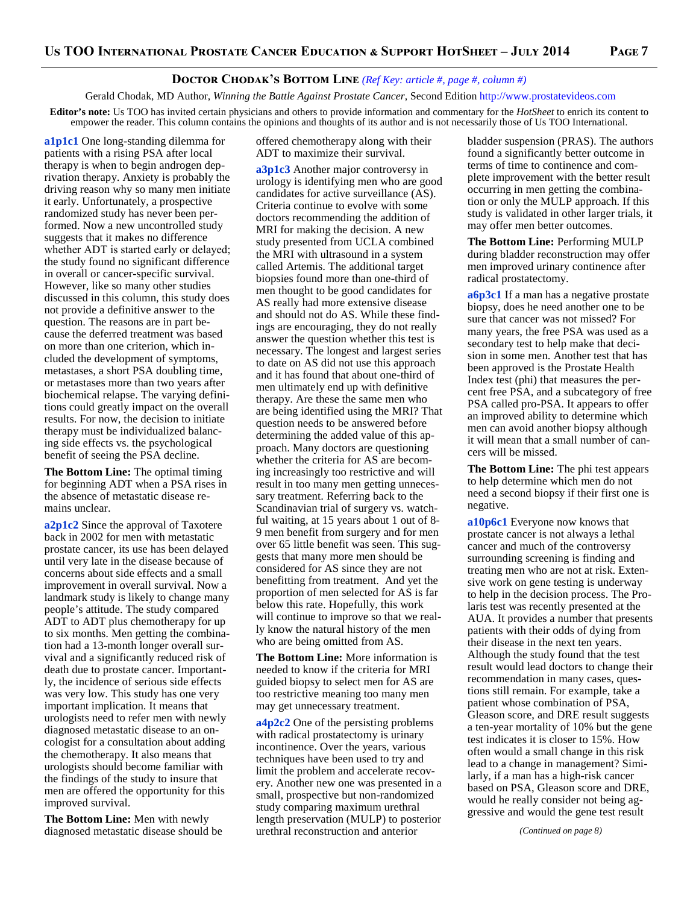## Doctor Chodak's Bottom Line *(Ref Key: article #, page #, column #)*

Gerald Chodak, MD Author, *Winning the Battle Against Prostate Cancer*, Second Edition http://www.prostatevideos.com

**Editor's note:** Us TOO has invited certain physicians and others to provide information and commentary for the *HotSheet* to enrich its content to empower the reader. This column contains the opinions and thoughts of its author and is not necessarily those of Us TOO International.

**a1p1c1** One long-standing dilemma for patients with a rising PSA after local therapy is when to begin androgen deprivation therapy. Anxiety is probably the driving reason why so many men initiate it early. Unfortunately, a prospective randomized study has never been performed. Now a new uncontrolled study suggests that it makes no difference whether ADT is started early or delayed; the study found no significant difference in overall or cancer-specific survival. However, like so many other studies discussed in this column, this study does not provide a definitive answer to the question. The reasons are in part because the deferred treatment was based on more than one criterion, which included the development of symptoms, metastases, a short PSA doubling time, or metastases more than two years after biochemical relapse. The varying definitions could greatly impact on the overall results. For now, the decision to initiate therapy must be individualized balancing side effects vs. the psychological benefit of seeing the PSA decline.

**The Bottom Line:** The optimal timing for beginning ADT when a PSA rises in the absence of metastatic disease remains unclear.

**a2p1c2** Since the approval of Taxotere back in 2002 for men with metastatic prostate cancer, its use has been delayed until very late in the disease because of concerns about side effects and a small improvement in overall survival. Now a landmark study is likely to change many people's attitude. The study compared ADT to ADT plus chemotherapy for up to six months. Men getting the combination had a 13-month longer overall survival and a significantly reduced risk of death due to prostate cancer. Importantly, the incidence of serious side effects was very low. This study has one very important implication. It means that urologists need to refer men with newly diagnosed metastatic disease to an oncologist for a consultation about adding the chemotherapy. It also means that urologists should become familiar with the findings of the study to insure that men are offered the opportunity for this improved survival.

**The Bottom Line:** Men with newly diagnosed metastatic disease should be offered chemotherapy along with their ADT to maximize their survival.

**a3p1c3** Another major controversy in urology is identifying men who are good candidates for active surveillance (AS). Criteria continue to evolve with some doctors recommending the addition of MRI for making the decision. A new study presented from UCLA combined the MRI with ultrasound in a system called Artemis. The additional target biopsies found more than one-third of men thought to be good candidates for AS really had more extensive disease and should not do AS. While these findings are encouraging, they do not really answer the question whether this test is necessary. The longest and largest series to date on AS did not use this approach and it has found that about one-third of men ultimately end up with definitive therapy. Are these the same men who are being identified using the MRI? That question needs to be answered before determining the added value of this approach. Many doctors are questioning whether the criteria for AS are becoming increasingly too restrictive and will result in too many men getting unnecessary treatment. Referring back to the Scandinavian trial of surgery vs. watchful waiting, at 15 years about 1 out of 8-9 men benefit from surgery and for men over 65 little benefit was seen. This suggests that many more men should be considered for AS since they are not benefitting from treatment. And yet the proportion of men selected for AS is far below this rate. Hopefully, this work will continue to improve so that we really know the natural history of the men who are being omitted from AS.

**The Bottom Line:** More information is needed to know if the criteria for MRI guided biopsy to select men for AS are too restrictive meaning too many men may get unnecessary treatment.

**a4p2c2** One of the persisting problems with radical prostatectomy is urinary incontinence. Over the years, various techniques have been used to try and limit the problem and accelerate recovery. Another new one was presented in a small, prospective but non-randomized study comparing maximum urethral length preservation (MULP) to posterior urethral reconstruction and anterior bladder suspension (PRAS). The authors found a significantly better outcome in terms of time to continence and complete improvement with the better result occurring in men getting the combination or only the MULP approach. If this study is validated in other larger trials, it may offer men better outcomes.

**The Bottom Line:** Performing MULP during bladder reconstruction may offer men improved urinary continence after radical prostatectomy.

**a6p3c1** If a man has a negative prostate biopsy, does he need another one to be sure that cancer was not missed? For many years, the free PSA was used as a secondary test to help make that decision in some men. Another test that has been approved is the Prostate Health Index test (phi) that measures the percent free PSA, and a subcategory of free PSA called pro-PSA. It appears to offer an improved ability to determine which men can avoid another biopsy although it will mean that a small number of cancers will be missed.

**The Bottom Line:** The phi test appears to help determine which men do not need a second biopsy if their first one is negative.

**a10p6c1** Everyone now knows that prostate cancer is not always a lethal cancer and much of the controversy surrounding screening is finding and treating men who are not at risk. Extensive work on gene testing is underway to help in the decision process. The Prolaris test was recently presented at the AUA. It provides a number that presents patients with their odds of dying from their disease in the next ten years. Although the study found that the test result would lead doctors to change their recommendation in many cases, questions still remain. For example, take a patient whose combination of PSA, Gleason score, and DRE result suggests a ten-year mortality of 10% but the gene test indicates it is closer to 15%. How often would a small change in this risk lead to a change in management? Similarly, if a man has a high-risk cancer based on PSA, Gleason score and DRE, would he really consider not being aggressive and would the gene test result

*(Continued on page 8)*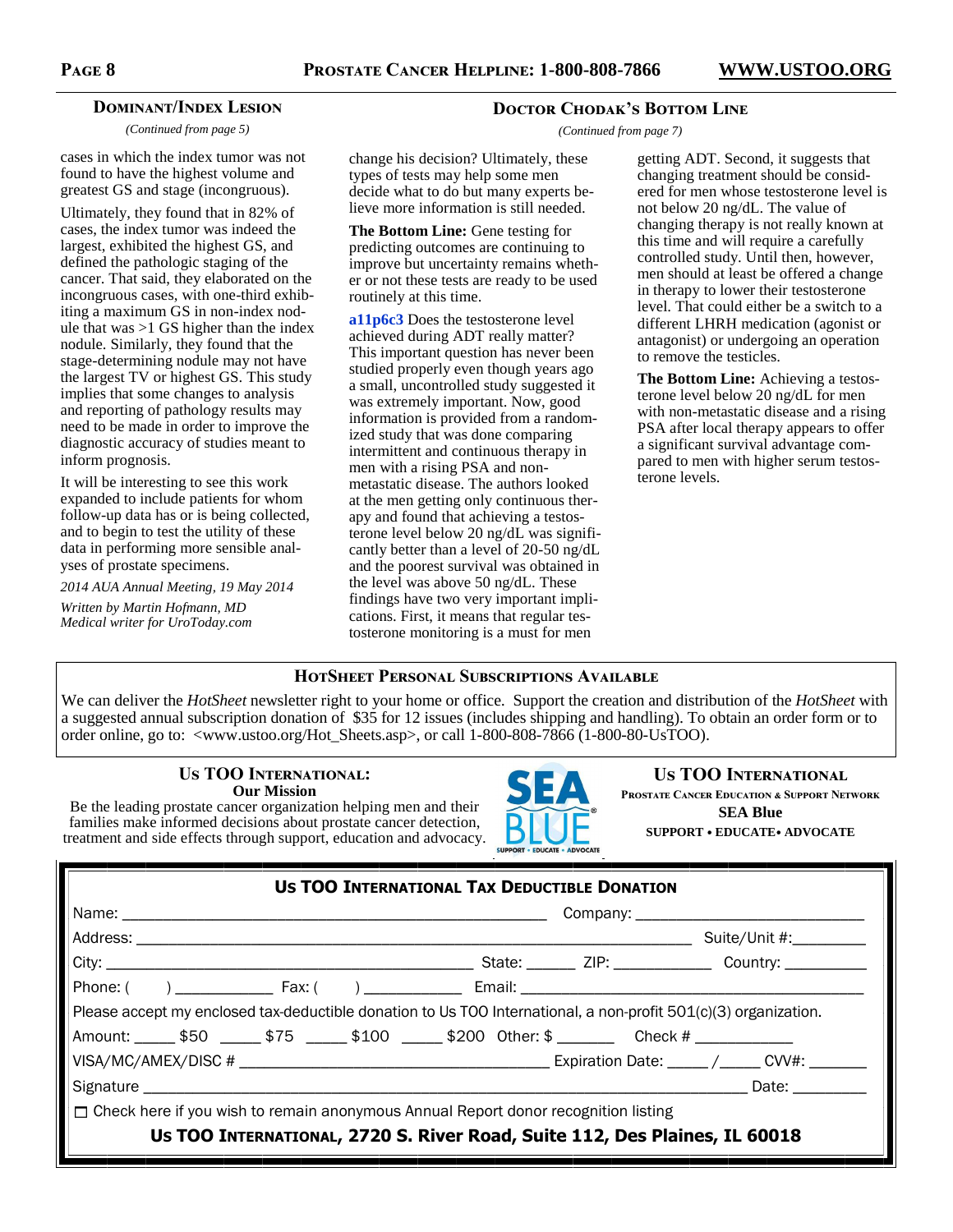## Dominant/Index Lesion

*(Continued from page 5)*

cases in which the index tumor was not found to have the highest volume and greatest GS and stage (incongruous).

Ultimately, they found that in 82% of cases, the index tumor was indeed the largest, exhibited the highest GS, and defined the pathologic staging of the cancer. That said, they elaborated on the incongruous cases, with one-third exhibiting a maximum GS in non-index nodule that was >1 GS higher than the index nodule. Similarly, they found that the stage-determining nodule may not have the largest TV or highest GS. This study implies that some changes to analysis and reporting of pathology results may need to be made in order to improve the diagnostic accuracy of studies meant to inform prognosis.

It will be interesting to see this work expanded to include patients for whom follow-up data has or is being collected, and to begin to test the utility of these data in performing more sensible analyses of prostate specimens.

*2014 AUA Annual Meeting, 19 May 2014*

*Written by Martin Hofmann, MD*
*Medical writer for UroToday.com*

## Doctor Chodak's Bottom Line

*(Continued from page 7)*

change his decision? Ultimately, these types of tests may help some men decide what to do but many experts believe more information is still needed.

**The Bottom Line:** Gene testing for predicting outcomes are continuing to improve but uncertainty remains whether or not these tests are ready to be used routinely at this time.

**a11p6c3** Does the testosterone level achieved during ADT really matter? This important question has never been studied properly even though years ago a small, uncontrolled study suggested it was extremely important. Now, good information is provided from a randomized study that was done comparing intermittent and continuous therapy in men with a rising PSA and non-metastatic disease. The authors looked at the men getting only continuous therapy and found that achieving a testosterone level below 20 ng/dL was significantly better than a level of 20-50 ng/dL and the poorest survival was obtained in the level was above 50 ng/dL. These findings have two very important implications. First, it means that regular testosterone monitoring is a must for men getting ADT. Second, it suggests that changing treatment should be considered for men whose testosterone level is not below 20 ng/dL. The value of changing therapy is not really known at this time and will require a carefully controlled study. Until then, however, men should at least be offered a change in therapy to lower their testosterone level. That could either be a switch to a different LHRH medication (agonist or antagonist) or undergoing an operation to remove the testicles.

**The Bottom Line:** Achieving a testosterone level below 20 ng/dL for men with non-metastatic disease and a rising PSA after local therapy appears to offer a significant survival advantage compared to men with higher serum testosterone levels.

## HotSheet Personal Subscriptions Available

We can deliver the *HotSheet* newsletter right to your home or office. Support the creation and distribution of the *HotSheet* with a suggested annual subscription donation of $35 for 12 issues (includes shipping and handling). To obtain an order form or to order online, go to: <www.ustoo.org/Hot_Sheets.asp>, or call 1-800-808-7866 (1-800-80-UsTOO).

### Us TOO International: Our Mission

Be the leading prostate cancer organization helping men and their families make informed decisions about prostate cancer detection, treatment and side effects through support, education and advocacy.

SEA BLUE® SUPPORT • EDUCATE • ADVOCATE

### Us TOO International

Prostate Cancer Education & Support Network

**SEA Blue**

**SUPPORT • EDUCATE• ADVOCATE**

### Us TOO International Tax Deductible Donation

Name: ______________________________ Company: ______________________________

Address: ______________________________ Suite/Unit #:__________

City: ______________________________ State: ______ ZIP: ____________ Country: __________

Phone: ( ) ____________ Fax: ( ) ____________ Email: ______________________________

Please accept my enclosed tax-deductible donation to Us TOO International, a non-profit 501(c)(3) organization.

Amount: _____ $50 _____ $75 _____ $100 _____ $200 Other: $ _______ Check # ____________

VISA/MC/AMEX/DISC # ______________________________ Expiration Date: _____ /_____ CVV#: _______

Signature ______________________________ Date: _________

☐ Check here if you wish to remain anonymous Annual Report donor recognition listing

**Us TOO International, 2720 S. River Road, Suite 112, Des Plaines, IL 60018**